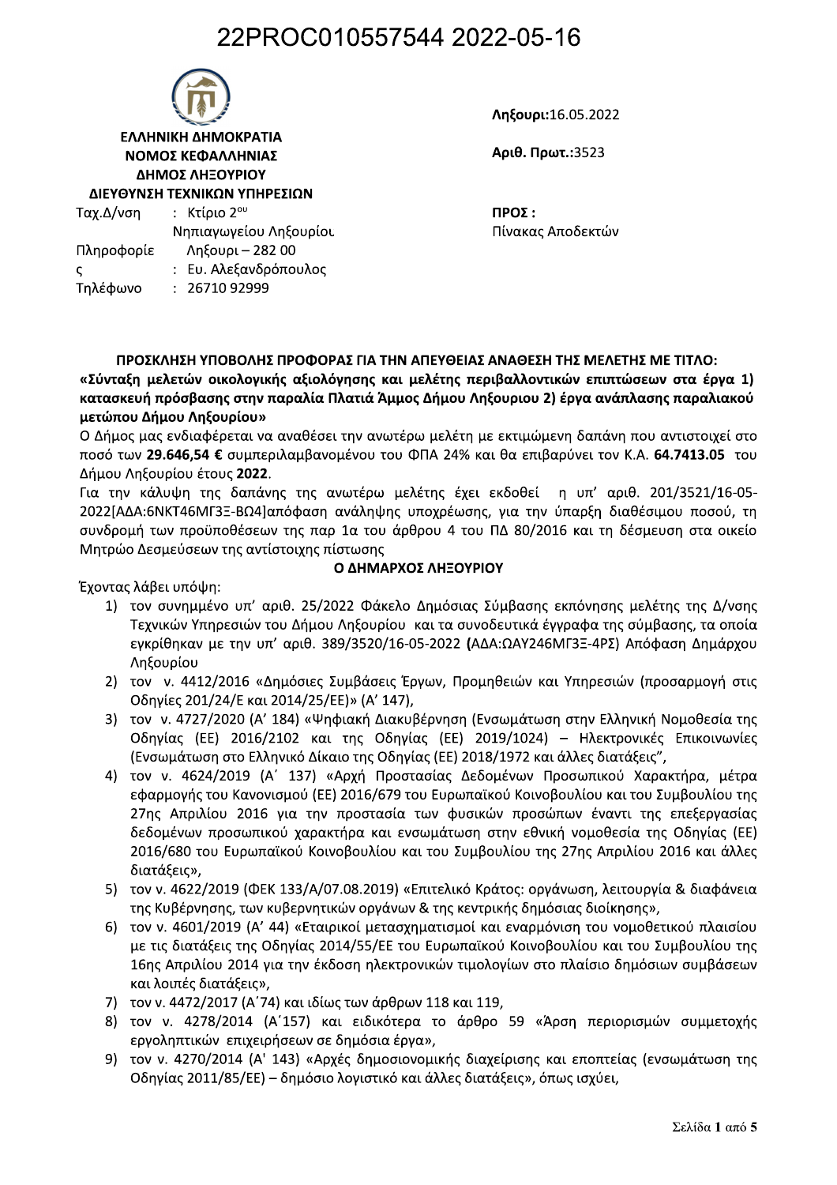22PROC010557544 2022-05-16

**ΕΛΛΗΝΙΚΗ ΔΗΜΟΚΡΑΤΙΑ**
**ΝΟΜΟΣ ΚΕΦΑΛΛΗΝΙΑΣ**
**ΔΗΜΟΣ ΛΗΞΟΥΡΙΟΥ**
**ΔΙΕΥΘΥΝΣΗ ΤΕΧΝΙΚΩΝ ΥΠΗΡΕΣΙΩΝ**

Ταχ.Δ/νση : Κτίριο 2ου Νηπιαγωγείου Ληξουρίου Ληξουρι – 282 00
Πληροφορίες : Ευ. Αλεξανδρόπουλος
Τηλέφωνο : 26710 92999

**Ληξουρι:**16.05.2022

**Αριθ. Πρωτ.:**3523

**ΠΡΟΣ :**
Πίνακας Αποδεκτών

**ΠΡΟΣΚΛΗΣΗ ΥΠΟΒΟΛΗΣ ΠΡΟΦΟΡΑΣ ΓΙΑ ΤΗΝ ΑΠΕΥΘΕΙΑΣ ΑΝΑΘΕΣΗ ΤΗΣ ΜΕΛΕΤΗΣ ΜΕ ΤΙΤΛΟ:**
**«Σύνταξη μελετών οικολογικής αξιολόγησης και μελέτης περιβαλλοντικών επιπτώσεων στα έργα 1) κατασκευή πρόσβασης στην παραλία Πλατιά Άμμος Δήμου Ληξουριου 2) έργα ανάπλασης παραλιακού μετώπου Δήμου Ληξουρίου»**

Ο Δήμος μας ενδιαφέρεται να αναθέσει την ανωτέρω μελέτη με εκτιμώμενη δαπάνη που αντιστοιχεί στο ποσό των **29.646,54 €** συμπεριλαμβανομένου του ΦΠΑ 24% και θα επιβαρύνει τον Κ.Α. **64.7413.05** του Δήμου Ληξουρίου έτους **2022**.

Για την κάλυψη της δαπάνης της ανωτέρω μελέτης έχει εκδοθεί η υπ' αριθ. 201/3521/16-05-2022[ΑΔΑ:6ΝΚΤ46ΜΓ3Ξ-ΒΩ4]απόφαση ανάληψης υποχρέωσης, για την ύπαρξη διαθέσιμου ποσού, τη συνδρομή των προϋποθέσεων της παρ 1α του άρθρου 4 του ΠΔ 80/2016 και τη δέσμευση στα οικείο Μητρώο Δεσμεύσεων της αντίστοιχης πίστωσης

**Ο ΔΗΜΑΡΧΟΣ ΛΗΞΟΥΡΙΟΥ**

Έχοντας λάβει υπόψη:

1) τον συνημμένο υπ' αριθ. 25/2022 Φάκελο Δημόσιας Σύμβασης εκπόνησης μελέτης της Δ/νσης Τεχνικών Υπηρεσιών του Δήμου Ληξουρίου και τα συνοδευτικά έγγραφα της σύμβασης, τα οποία εγκρίθηκαν με την υπ' αριθ. 389/3520/16-05-2022 **(**ΑΔΑ:ΩΑΥ246ΜΓ3Ξ-4ΡΣ) Απόφαση Δημάρχου Ληξουρίου
2) τον ν. 4412/2016 «Δημόσιες Συμβάσεις Έργων, Προμηθειών και Υπηρεσιών (προσαρμογή στις Οδηγίες 201/24/Ε και 2014/25/ΕΕ)» (Α' 147),
3) τον ν. 4727/2020 (Α' 184) «Ψηφιακή Διακυβέρνηση (Ενσωμάτωση στην Ελληνική Νομοθεσία της Οδηγίας (ΕΕ) 2016/2102 και της Οδηγίας (ΕΕ) 2019/1024) – Ηλεκτρονικές Επικοινωνίες (Ενσωμάτωση στο Ελληνικό Δίκαιο της Οδηγίας (ΕΕ) 2018/1972 και άλλες διατάξεις",
4) τον ν. 4624/2019 (Α΄ 137) «Αρχή Προστασίας Δεδομένων Προσωπικού Χαρακτήρα, μέτρα εφαρμογής του Κανονισμού (ΕΕ) 2016/679 του Ευρωπαϊκού Κοινοβουλίου και του Συμβουλίου της 27ης Απριλίου 2016 για την προστασία των φυσικών προσώπων έναντι της επεξεργασίας δεδομένων προσωπικού χαρακτήρα και ενσωμάτωση στην εθνική νομοθεσία της Οδηγίας (ΕΕ) 2016/680 του Ευρωπαϊκού Κοινοβουλίου και του Συμβουλίου της 27ης Απριλίου 2016 και άλλες διατάξεις»,
5) τον ν. 4622/2019 (ΦΕΚ 133/Α/07.08.2019) «Επιτελικό Κράτος: οργάνωση, λειτουργία & διαφάνεια της Κυβέρνησης, των κυβερνητικών οργάνων & της κεντρικής δημόσιας διοίκησης»,
6) τον ν. 4601/2019 (Α' 44) «Εταιρικοί μετασχηματισμοί και εναρμόνιση του νομοθετικού πλαισίου με τις διατάξεις της Οδηγίας 2014/55/ΕΕ του Ευρωπαϊκού Κοινοβουλίου και του Συμβουλίου της 16ης Απριλίου 2014 για την έκδοση ηλεκτρονικών τιμολογίων στο πλαίσιο δημόσιων συμβάσεων και λοιπές διατάξεις»,
7) τον ν. 4472/2017 (Α΄74) και ιδίως των άρθρων 118 και 119,
8) τον ν. 4278/2014 (Α΄157) και ειδικότερα το άρθρο 59 «Άρση περιορισμών συμμετοχής εργοληπτικών επιχειρήσεων σε δημόσια έργα»,
9) τον ν. 4270/2014 (Α' 143) «Αρχές δημοσιονομικής διαχείρισης και εποπτείας (ενσωμάτωση της Οδηγίας 2011/85/ΕΕ) – δημόσιο λογιστικό και άλλες διατάξεις», όπως ισχύει,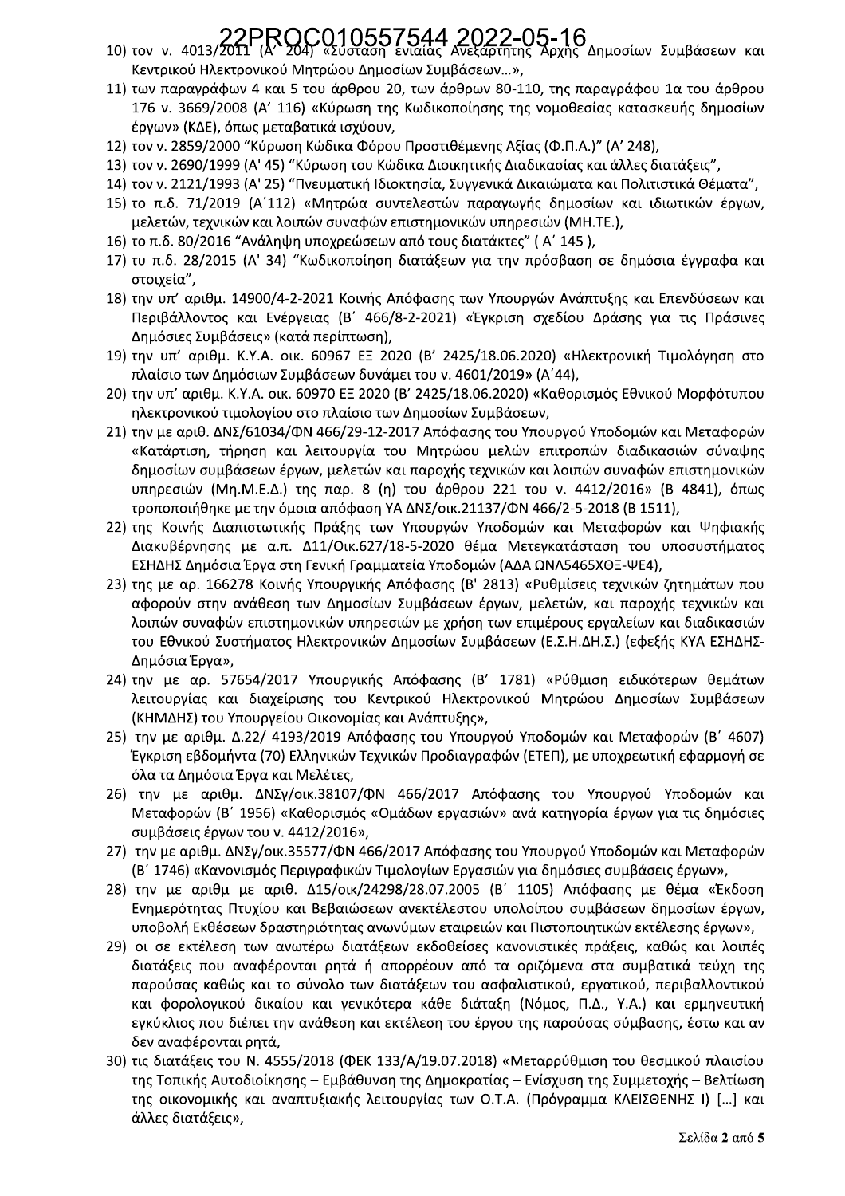10) τον ν. 4013/2011 (Α' 204) «Σύσταση ενιαίας Ανεξάρτητης Αρχής Δημοσίων Συμβάσεων και Κεντρικού Ηλεκτρονικού Μητρώου Δημοσίων Συμβάσεων…»,
11) των παραγράφων 4 και 5 του άρθρου 20, των άρθρων 80-110, της παραγράφου 1α του άρθρου 176 ν. 3669/2008 (Α' 116) «Κύρωση της Κωδικοποίησης της νομοθεσίας κατασκευής δημοσίων έργων» (ΚΔΕ), όπως μεταβατικά ισχύουν,
12) τον ν. 2859/2000 "Κύρωση Κώδικα Φόρου Προστιθέμενης Αξίας (Φ.Π.Α.)" (Α' 248),
13) τον ν. 2690/1999 (Α' 45) "Κύρωση του Κώδικα Διοικητικής Διαδικασίας και άλλες διατάξεις",
14) τον ν. 2121/1993 (Α' 25) "Πνευματική Ιδιοκτησία, Συγγενικά Δικαιώματα και Πολιτιστικά Θέματα",
15) το π.δ. 71/2019 (Α'112) «Μητρώα συντελεστών παραγωγής δημοσίων και ιδιωτικών έργων, μελετών, τεχνικών και λοιπών συναφών επιστημονικών υπηρεσιών (ΜΗ.ΤΕ.),
16) το π.δ. 80/2016 "Ανάληψη υποχρεώσεων από τους διατάκτες" ( Α΄ 145 ),
17) τυ π.δ. 28/2015 (Α' 34) "Κωδικοποίηση διατάξεων για την πρόσβαση σε δημόσια έγγραφα και στοιχεία",
18) την υπ' αριθμ. 14900/4-2-2021 Κοινής Απόφασης των Υπουργών Ανάπτυξης και Επενδύσεων και Περιβάλλοντος και Ενέργειας (Β΄ 466/8-2-2021) «Έγκριση σχεδίου Δράσης για τις Πράσινες Δημόσιες Συμβάσεις» (κατά περίπτωση),
19) την υπ' αριθμ. Κ.Υ.Α. οικ. 60967 ΕΞ 2020 (Β' 2425/18.06.2020) «Ηλεκτρονική Τιμολόγηση στο πλαίσιο των Δημόσιων Συμβάσεων δυνάμει του ν. 4601/2019» (Α΄44),
20) την υπ' αριθμ. Κ.Υ.Α. οικ. 60970 ΕΞ 2020 (Β' 2425/18.06.2020) «Καθορισμός Εθνικού Μορφότυπου ηλεκτρονικού τιμολογίου στο πλαίσιο των Δημοσίων Συμβάσεων,
21) την με αριθ. ΔΝΣ/61034/ΦΝ 466/29-12-2017 Απόφασης του Υπουργού Υποδομών και Μεταφορών «Κατάρτιση, τήρηση και λειτουργία του Μητρώου μελών επιτροπών διαδικασιών σύναψης δημοσίων συμβάσεων έργων, μελετών και παροχής τεχνικών και λοιπών συναφών επιστημονικών υπηρεσιών (Μη.Μ.Ε.Δ.) της παρ. 8 (η) του άρθρου 221 του ν. 4412/2016» (Β 4841), όπως τροποποιήθηκε με την όμοια απόφαση ΥΑ ΔΝΣ/οικ.21137/ΦΝ 466/2-5-2018 (Β 1511),
22) της Κοινής Διαπιστωτικής Πράξης των Υπουργών Υποδομών και Μεταφορών και Ψηφιακής Διακυβέρνησης με α.π. Δ11/Οικ.627/18-5-2020 θέμα Μετεγκατάσταση του υποσυστήματος ΕΣΗΔΗΣ Δημόσια Έργα στη Γενική Γραμματεία Υποδομών (ΑΔΑ ΩΝΛ5465ΧΘΞ-ΨΕ4),
23) της με αρ. 166278 Κοινής Υπουργικής Απόφασης (Β' 2813) «Ρυθμίσεις τεχνικών ζητημάτων που αφορούν στην ανάθεση των Δημοσίων Συμβάσεων έργων, μελετών, και παροχής τεχνικών και λοιπών συναφών επιστημονικών υπηρεσιών με χρήση των επιμέρους εργαλείων και διαδικασιών του Εθνικού Συστήματος Ηλεκτρονικών Δημοσίων Συμβάσεων (Ε.Σ.Η.ΔΗ.Σ.) (εφεξής ΚΥΑ ΕΣΗΔΗΣ-Δημόσια Έργα»,
24) την με αρ. 57654/2017 Υπουργικής Απόφασης (Β' 1781) «Ρύθμιση ειδικότερων θεμάτων λειτουργίας και διαχείρισης του Κεντρικού Ηλεκτρονικού Μητρώου Δημοσίων Συμβάσεων (ΚΗΜΔΗΣ) του Υπουργείου Οικονομίας και Ανάπτυξης»,
25) την με αριθμ. Δ.22/ 4193/2019 Απόφαση του Υπουργού Υποδομών και Μεταφορών (Β΄ 4607) Έγκριση εβδομήντα (70) Ελληνικών Τεχνικών Προδιαγραφών (ΕΤΕΠ), με υποχρεωτική εφαρμογή σε όλα τα Δημόσια Έργα και Μελέτες,
26) την με αριθμ. ΔΝΣγ/οικ.38107/ΦΝ 466/2017 Απόφασης του Υπουργού Υποδομών και Μεταφορών (Β΄ 1956) «Καθορισμός «Ομάδων εργασιών» ανά κατηγορία έργων για τις δημόσιες συμβάσεις έργων του ν. 4412/2016»,
27) την με αριθμ. ΔΝΣγ/οικ.35577/ΦΝ 466/2017 Απόφασης του Υπουργού Υποδομών και Μεταφορών (Β΄ 1746) «Κανονισμός Περιγραφικών Τιμολογίων Εργασιών για δημόσιες συμβάσεις έργων»,
28) την με αριθμ με αριθ. Δ15/οικ/24298/28.07.2005 (Β΄ 1105) Απόφασης με θέμα «Έκδοση Ενημερότητας Πτυχίου και Βεβαιώσεων ανεκτέλεστου υπολοίπου συμβάσεων δημοσίων έργων, υποβολή Εκθέσεων δραστηριότητας ανωνύμων εταιρειών και Πιστοποιητικών εκτέλεσης έργων»,
29) οι σε εκτέλεση των ανωτέρω διατάξεων εκδοθείσες κανονιστικές πράξεις, καθώς και λοιπές διατάξεις που αναφέρονται ρητά ή απορρέουν από τα οριζόμενα στα συμβατικά τεύχη της παρούσας καθώς και το σύνολο των διατάξεων του ασφαλιστικού, εργατικού, περιβαλλοντικού και φορολογικού δικαίου και γενικότερα κάθε διάταξη (Νόμος, Π.Δ., Υ.Α.) και ερμηνευτική εγκύκλιος που διέπει την ανάθεση και εκτέλεση του έργου της παρούσας σύμβασης, έστω και αν δεν αναφέρονται ρητά,
30) τις διατάξεις του Ν. 4555/2018 (ΦΕΚ 133/Α/19.07.2018) «Μεταρρύθμιση του θεσμικού πλαισίου της Τοπικής Αυτοδιοίκησης – Εμβάθυνση της Δημοκρατίας – Ενίσχυση της Συμμετοχής – Βελτίωση της οικονομικής και αναπτυξιακής λειτουργίας των Ο.Τ.Α. (Πρόγραμμα ΚΛΕΙΣΘΕΝΗΣ Ι) […] και άλλες διατάξεις»,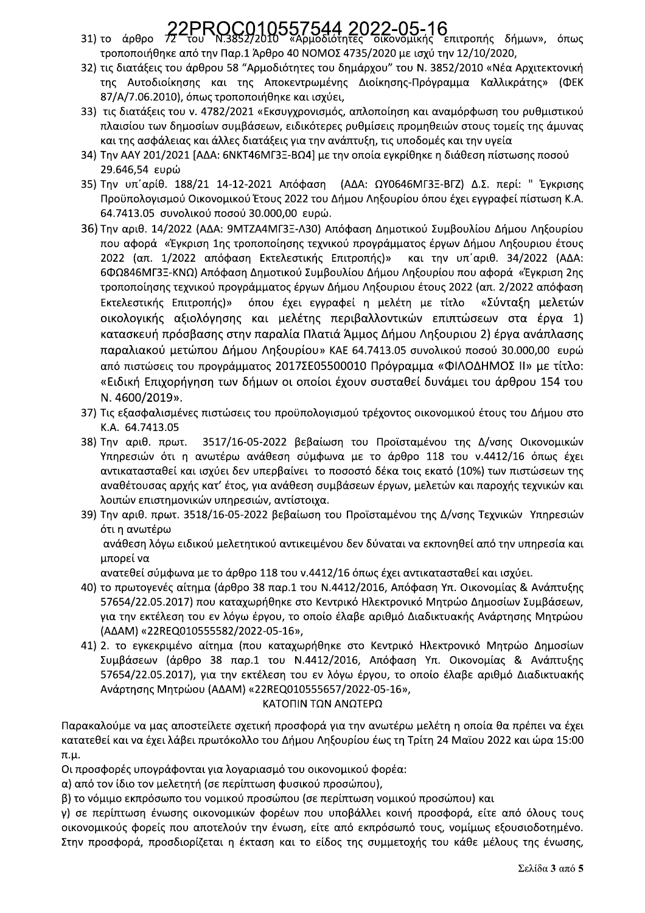31) το άρθρο 72 του Ν.3852/2010 «Αρμοδιότητες οικονομικής επιτροπής δήμων», όπως τροποποιήθηκε από την Παρ.1 Άρθρο 40 ΝΟΜΟΣ 4735/2020 με ισχύ την 12/10/2020,
32) τις διατάξεις του άρθρου 58 "Αρμοδιότητες του δημάρχου" του Ν. 3852/2010 «Νέα Αρχιτεκτονική της Αυτοδιοίκησης και της Αποκεντρωμένης Διοίκησης-Πρόγραμμα Καλλικράτης» (ΦΕΚ 87/Α/7.06.2010), όπως τροποποιήθηκε και ισχύει,
33) τις διατάξεις του ν. 4782/2021 «Εκσυγχρονισμός, απλοποίηση και αναμόρφωση του ρυθμιστικού πλαισίου των δημοσίων συμβάσεων, ειδικότερες ρυθμίσεις προμηθειών στους τομείς της άμυνας και της ασφάλειας και άλλες διατάξεις για την ανάπτυξη, τις υποδομές και την υγεία
34) Την ΑΑΥ 201/2021 [ΑΔΑ: 6ΝΚΤ46ΜΓ3Ξ-ΒΩ4] με την οποία εγκρίθηκε η διάθεση πίστωσης ποσού 29.646,54 ευρώ
35) Την υπ΄αρίθ. 188/21 14-12-2021 Απόφαση (ΑΔΑ: ΩΥ0646ΜΓ3Ξ-ΒΓΖ) Δ.Σ. περί: " Έγκρισης Προϋπολογισμού Οικονομικού Έτους 2022 του Δήμου Ληξουρίου όπου έχει εγγραφεί πίστωση Κ.Α. 64.7413.05 συνολικού ποσού 30.000,00 ευρώ.
36) Την αριθ. 14/2022 (ΑΔΑ: 9ΜΤΖΑ4ΜΓ3Ξ-Λ30) Απόφαση Δημοτικού Συμβουλίου Δήμου Ληξουρίου που αφορά «Έγκριση 1ης τροποποίησης τεχνικού προγράμματος έργων Δήμου Ληξουρίου έτους 2022 (απ. 1/2022 απόφαση Εκτελεστικής Επιτροπής)» και την υπ΄αριθ. 34/2022 (ΑΔΑ: 6ΦΩ846ΜΓ3Ξ-ΚΝΩ) Απόφαση Δημοτικού Συμβουλίου Δήμου Ληξουρίου που αφορά «Έγκριση 2ης τροποποίησης τεχνικού προγράμματος έργων Δήμου Ληξουριου έτους 2022 (απ. 2/2022 απόφαση Εκτελεστικής Επιτροπής)» όπου έχει εγγραφεί η μελέτη με τίτλο «Σύνταξη μελετών οικολογικής αξιολόγησης και μελέτης περιβαλλοντικών επιπτώσεων στα έργα 1) κατασκευή πρόσβασης στην παραλία Πλατιά Άμμος Δήμου Ληξουριου 2) έργα ανάπλασης παραλιακού μετώπου Δήμου Ληξουρίου» ΚΑΕ 64.7413.05 συνολικού ποσού 30.000,00 ευρώ από πιστώσεις του προγράμματος 2017ΣΕ05500010 Πρόγραμμα «ΦΙΛΟΔΗΜΟΣ ΙΙ» με τίτλο: «Ειδική Επιχορήγηση των δήμων οι οποίοι έχουν συσταθεί δυνάμει του άρθρου 154 του Ν. 4600/2019».
37) Τις εξασφαλισμένες πιστώσεις του προϋπολογισμού τρέχοντος οικονομικού έτους του Δήμου στο Κ.Α. 64.7413.05
38) Την αριθ. πρωτ. 3517/16-05-2022 βεβαίωση του Προϊσταμένου της Δ/νσης Οικονομικών Υπηρεσιών ότι η ανωτέρω ανάθεση σύμφωνα με το άρθρο 118 του ν.4412/16 όπως έχει αντικατασταθεί και ισχύει δεν υπερβαίνει το ποσοστό δέκα τοις εκατό (10%) των πιστώσεων της αναθέτουσας αρχής κατ' έτος, για ανάθεση συμβάσεων έργων, μελετών και παροχής τεχνικών και λοιπών επιστημονικών υπηρεσιών, αντίστοιχα.
39) Την αριθ. πρωτ. 3518/16-05-2022 βεβαίωση του Προϊσταμένου της Δ/νσης Τεχνικών Υπηρεσιών ότι η ανωτέρω ανάθεση λόγω ειδικού μελετητικού αντικειμένου δεν δύναται να εκπονηθεί από την υπηρεσία και μπορεί να ανατεθεί σύμφωνα με το άρθρο 118 του ν.4412/16 όπως έχει αντικατασταθεί και ισχύει.
40) το πρωτογενές αίτημα (άρθρο 38 παρ.1 του Ν.4412/2016, Απόφαση Υπ. Οικονομίας & Ανάπτυξης 57654/22.05.2017) που καταχωρήθηκε στο Κεντρικό Ηλεκτρονικό Μητρώο Δημοσίων Συμβάσεων, για την εκτέλεση του εν λόγω έργου, το οποίο έλαβε αριθμό Διαδικτυακής Ανάρτησης Μητρώου (ΑΔΑΜ) «22REQ010555582/2022-05-16»,
41) 2. το εγκεκριμένο αίτημα (που καταχωρήθηκε στο Κεντρικό Ηλεκτρονικό Μητρώο Δημοσίων Συμβάσεων (άρθρο 38 παρ.1 του Ν.4412/2016, Απόφαση Υπ. Οικονομίας & Ανάπτυξης 57654/22.05.2017), για την εκτέλεση του εν λόγω έργου, το οποίο έλαβε αριθμό Διαδικτυακής Ανάρτησης Μητρώου (ΑΔΑΜ) «22REQ010555657/2022-05-16»,

ΚΑΤΟΠΙΝ ΤΩΝ ΑΝΩΤΕΡΩ

Παρακαλούμε να μας αποστείλετε σχετική προσφορά για την ανωτέρω μελέτη η οποία θα πρέπει να έχει κατατεθεί και να έχει λάβει πρωτόκολλο του Δήμου Ληξουρίου έως τη Τρίτη 24 Μαΐου 2022 και ώρα 15:00 π.μ.

Οι προσφορές υπογράφονται για λογαριασμό του οικονομικού φορέα:

α) από τον ίδιο τον μελετητή (σε περίπτωση φυσικού προσώπου),

β) το νόμιμο εκπρόσωπο του νομικού προσώπου (σε περίπτωση νομικού προσώπου) και

γ) σε περίπτωση ένωσης οικονομικών φορέων που υποβάλλει κοινή προσφορά, είτε από όλους τους οικονομικούς φορείς που αποτελούν την ένωση, είτε από εκπρόσωπό τους, νομίμως εξουσιοδοτημένο. Στην προσφορά, προσδιορίζεται η έκταση και το είδος της συμμετοχής του κάθε μέλους της ένωσης,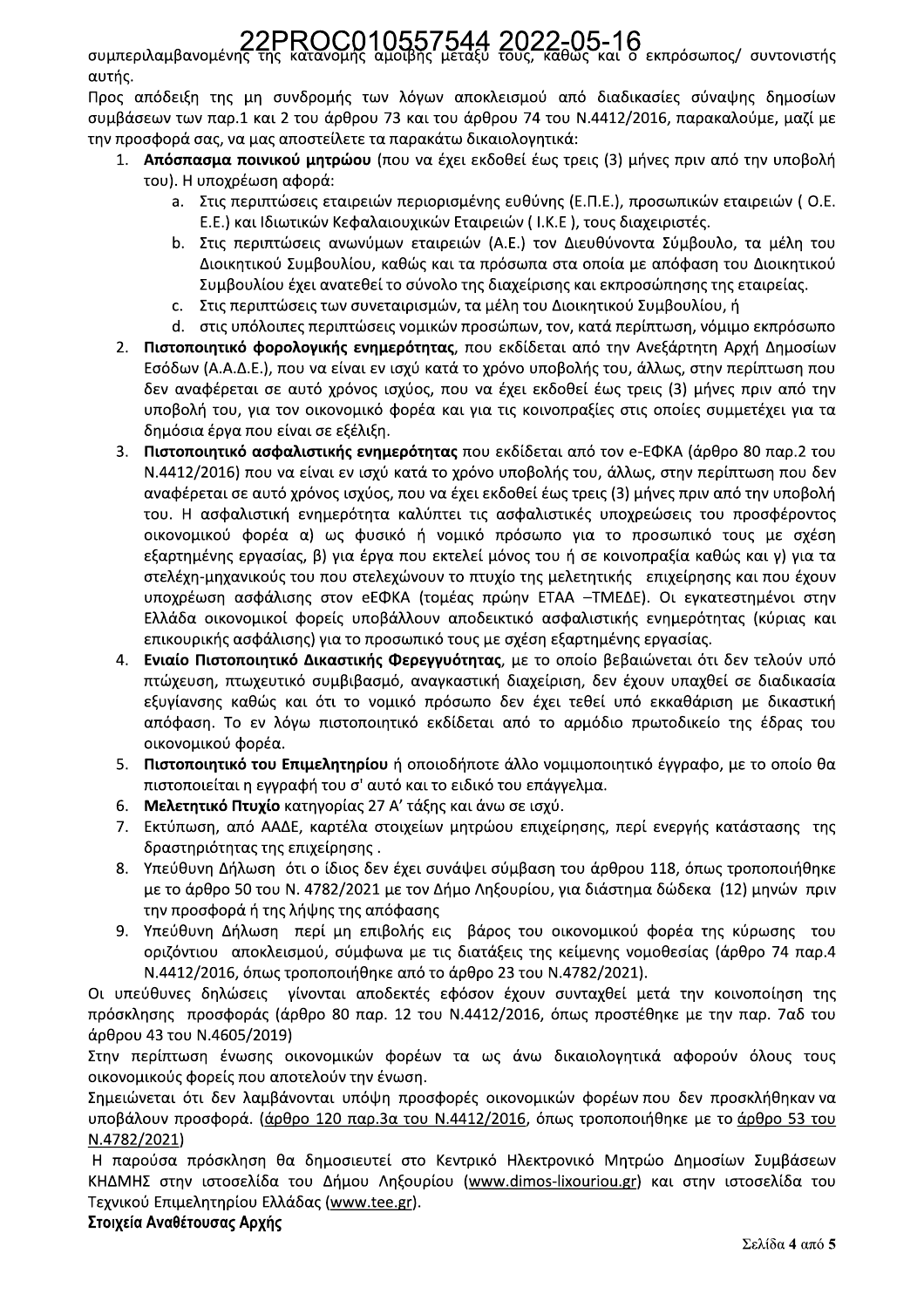22PROC010557544 2022-05-16

συμπεριλαμβανομένης της κατανομής αμοιβής μεταξύ τους, καθώς και ο εκπρόσωπος/ συντονιστής αυτής.

Προς απόδειξη της μη συνδρομής των λόγων αποκλεισμού από διαδικασίες σύναψης δημοσίων συμβάσεων των παρ.1 και 2 του άρθρου 73 και του άρθρου 74 του Ν.4412/2016, παρακαλούμε, μαζί με την προσφορά σας, να μας αποστείλετε τα παρακάτω δικαιολογητικά:

1. **Απόσπασμα ποινικού μητρώου** (που να έχει εκδοθεί έως τρεις (3) μήνες πριν από την υποβολή του). Η υποχρέωση αφορά:
   a. Στις περιπτώσεις εταιρειών περιορισμένης ευθύνης (Ε.Π.Ε.), προσωπικών εταιρειών ( Ο.Ε. Ε.Ε.) και Ιδιωτικών Κεφαλαιουχικών Εταιρειών ( Ι.Κ.Ε ), τους διαχειριστές.
   b. Στις περιπτώσεις ανωνύμων εταιρειών (Α.Ε.) τον Διευθύνοντα Σύμβουλο, τα μέλη του Διοικητικού Συμβουλίου, καθώς και τα πρόσωπα στα οποία με απόφαση του Διοικητικού Συμβουλίου έχει ανατεθεί το σύνολο της διαχείρισης και εκπροσώπησης της εταιρείας.
   c. Στις περιπτώσεις των συνεταιρισμών, τα μέλη του Διοικητικού Συμβουλίου, ή
   d. στις υπόλοιπες περιπτώσεις νομικών προσώπων, τον, κατά περίπτωση, νόμιμο εκπρόσωπο
2. **Πιστοποιητικό φορολογικής ενημερότητας**, που εκδίδεται από την Ανεξάρτητη Αρχή Δημοσίων Εσόδων (Α.Α.Δ.Ε.), που να είναι εν ισχύ κατά το χρόνο υποβολής του, άλλως, στην περίπτωση που δεν αναφέρεται σε αυτό χρόνος ισχύος, που να έχει εκδοθεί έως τρεις (3) μήνες πριν από την υποβολή του, για τον οικονομικό φορέα και για τις κοινοπραξίες στις οποίες συμμετέχει για τα δημόσια έργα που είναι σε εξέλιξη.
3. **Πιστοποιητικό ασφαλιστικής ενημερότητας** που εκδίδεται από τον e-ΕΦΚΑ (άρθρο 80 παρ.2 του Ν.4412/2016) που να είναι εν ισχύ κατά το χρόνο υποβολής του, άλλως, στην περίπτωση που δεν αναφέρεται σε αυτό χρόνος ισχύος, που να έχει εκδοθεί έως τρεις (3) μήνες πριν από την υποβολή του. Η ασφαλιστική ενημερότητα καλύπτει τις ασφαλιστικές υποχρεώσεις του προσφέροντος οικονομικού φορέα α) ως φυσικό ή νομικό πρόσωπο για το προσωπικό τους με σχέση εξαρτημένης εργασίας, β) για έργα που εκτελεί μόνος του ή σε κοινοπραξία καθώς και γ) για τα στελέχη-μηχανικούς του που στελεχώνουν το πτυχίο της μελετητικής επιχείρησης και που έχουν υποχρέωση ασφάλισης στον eΕΦΚΑ (τομέας πρώην ΕΤΑΑ –ΤΜΕΔΕ). Οι εγκατεστημένοι στην Ελλάδα οικονομικοί φορείς υποβάλλουν αποδεικτικό ασφαλιστικής ενημερότητας (κύριας και επικουρικής ασφάλισης) για το προσωπικό τους με σχέση εξαρτημένης εργασίας.
4. **Ενιαίο Πιστοποιητικό Δικαστικής Φερεγγυότητας**, με το οποίο βεβαιώνεται ότι δεν τελούν υπό πτώχευση, πτωχευτικό συμβιβασμό, αναγκαστική διαχείριση, δεν έχουν υπαχθεί σε διαδικασία εξυγίανσης καθώς και ότι το νομικό πρόσωπο δεν έχει τεθεί υπό εκκαθάριση με δικαστική απόφαση. Το εν λόγω πιστοποιητικό εκδίδεται από το αρμόδιο πρωτοδικείο της έδρας του οικονομικού φορέα.
5. **Πιστοποιητικό του Επιμελητηρίου** ή οποιοδήποτε άλλο νομιμοποιητικό έγγραφο, με το οποίο θα πιστοποιείται η εγγραφή του σ' αυτό και το ειδικό του επάγγελμα.
6. **Μελετητικό Πτυχίο** κατηγορίας 27 Α' τάξης και άνω σε ισχύ.
7. Εκτύπωση, από ΑΑΔΕ, καρτέλα στοιχείων μητρώου επιχείρησης, περί ενεργής κατάστασης της δραστηριότητας της επιχείρησης .
8. Υπεύθυνη Δήλωση ότι ο ίδιος δεν έχει συνάψει σύμβαση του άρθρου 118, όπως τροποποιήθηκε με το άρθρο 50 του Ν. 4782/2021 με τον Δήμο Ληξουρίου, για διάστημα δώδεκα (12) μηνών πριν την προσφορά ή της λήψης της απόφασης
9. Υπεύθυνη Δήλωση περί μη επιβολής εις βάρος του οικονομικού φορέα της κύρωσης του οριζόντιου αποκλεισμού, σύμφωνα με τις διατάξεις της κείμενης νομοθεσίας (άρθρο 74 παρ.4 Ν.4412/2016, όπως τροποποιήθηκε από το άρθρο 23 του Ν.4782/2021).

Οι υπεύθυνες δηλώσεις γίνονται αποδεκτές εφόσον έχουν συνταχθεί μετά την κοινοποίηση της πρόσκλησης προσφοράς (άρθρο 80 παρ. 12 του Ν.4412/2016, όπως προστέθηκε με την παρ. 7αδ του άρθρου 43 του Ν.4605/2019)

Στην περίπτωση ένωσης οικονομικών φορέων τα ως άνω δικαιολογητικά αφορούν όλους τους οικονομικούς φορείς που αποτελούν την ένωση.

Σημειώνεται ότι δεν λαμβάνονται υπόψη προσφορές οικονομικών φορέων που δεν προσκλήθηκαν να υποβάλουν προσφορά. (άρθρο 120 παρ.3α του Ν.4412/2016, όπως τροποποιήθηκε με το άρθρο 53 του Ν.4782/2021)

Η παρούσα πρόσκληση θα δημοσιευτεί στο Κεντρικό Ηλεκτρονικό Μητρώο Δημοσίων Συμβάσεων ΚΗΔΜΗΣ στην ιστοσελίδα του Δήμου Ληξουρίου (www.dimos-lixouriou.gr) και στην ιστοσελίδα του Τεχνικού Επιμελητηρίου Ελλάδας (www.tee.gr).

**Στοιχεία Αναθέτουσας Αρχής**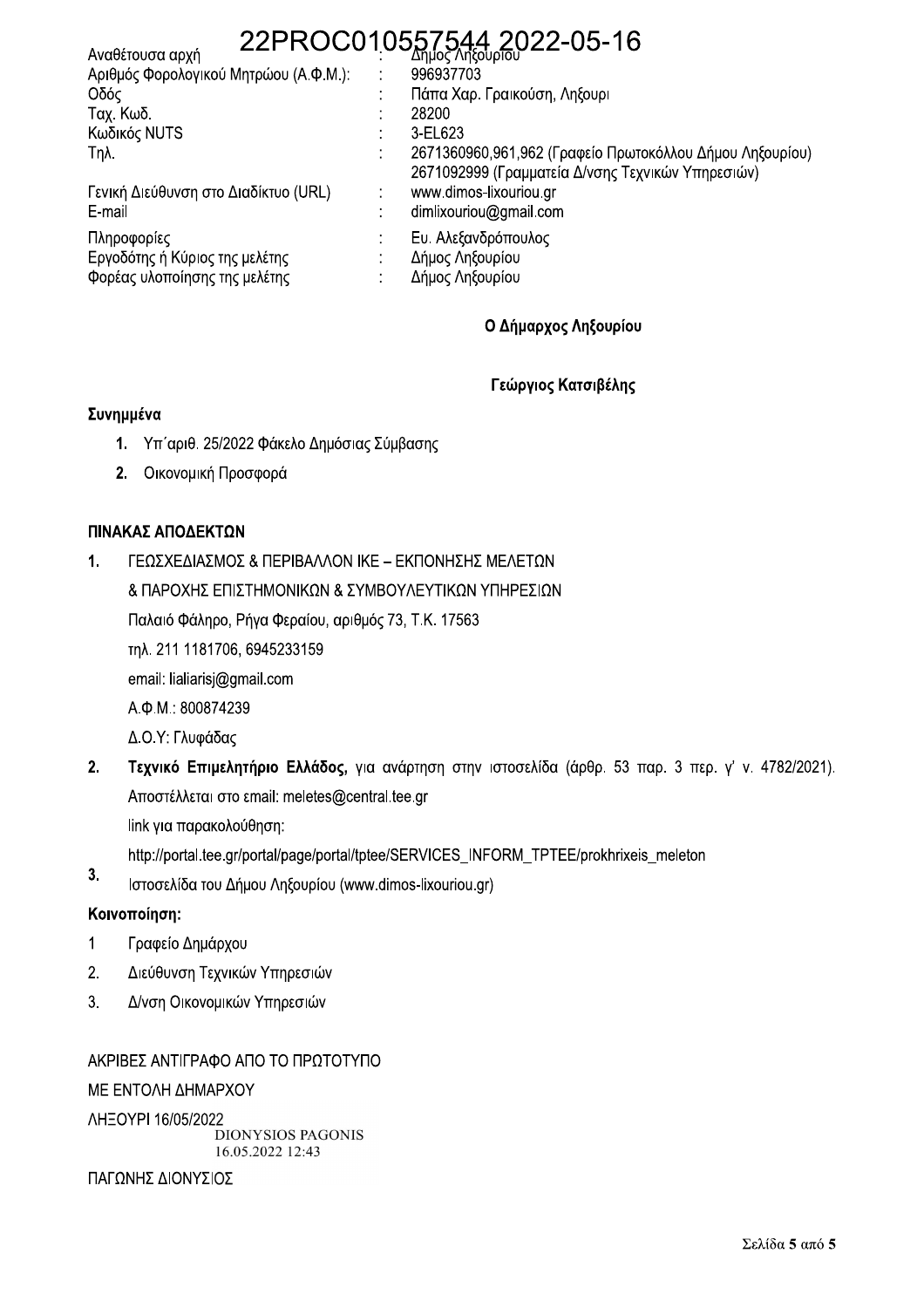22PROC010557544 2022-05-16

| | | |
|---|---|---|
| Αναθέτουσα αρχή | : | Δήμος Ληξουρίου |
| Αριθμός Φορολογικού Μητρώου (Α.Φ.Μ.): | : | 996937703 |
| Οδός | : | Πάπα Χαρ. Γραικούση, Ληξούρι |
| Ταχ. Κωδ. | : | 28200 |
| Κωδικός NUTS | : | 3-EL623 |
| Τηλ. | : | 2671360960,961,962 (Γραφείο Πρωτοκόλλου Δήμου Ληξουρίου)<br>2671092999 (Γραμματεία Δ/νσης Τεχνικών Υπηρεσιών) |
| Γενική Διεύθυνση στο Διαδίκτυο (URL) | : | www.dimos-lixouriou.gr |
| E-mail | : | dimlixouriou@gmail.com |
| Πληροφορίες | : | Ευ. Αλεξανδρόπουλος |
| Εργοδότης ή Κύριος της μελέτης | : | Δήμος Ληξουρίου |
| Φορέας υλοποίησης της μελέτης | : | Δήμος Ληξουρίου |

**Ο Δήμαρχος Ληξουρίου**

**Γεώργιος Κατσιβέλης**

**Συνημμένα**

1. Υπ΄αριθ. 25/2022 Φάκελο Δημόσιας Σύμβασης
2. Οικονομική Προσφορά

**ΠΙΝΑΚΑΣ ΑΠΟΔΕΚΤΩΝ**

1. ΓΕΩΣΧΕΔΙΑΣΜΟΣ & ΠΕΡΙΒΑΛΛΟΝ ΙΚΕ – ΕΚΠΟΝΗΣΗΣ ΜΕΛΕΤΩΝ
   & ΠΑΡΟΧΗΣ ΕΠΙΣΤΗΜΟΝΙΚΩΝ & ΣΥΜΒΟΥΛΕΥΤΙΚΩΝ ΥΠΗΡΕΣΙΩΝ
   Παλαιό Φάληρο, Ρήγα Φεραίου, αριθμός 73, Τ.Κ. 17563
   τηλ. 211 1181706, 6945233159
   email: lialiarisj@gmail.com
   Α.Φ.Μ.: 800874239
   Δ.Ο.Υ: Γλυφάδας
2. **Τεχνικό Επιμελητήριο Ελλάδος,** για ανάρτηση στην ιστοσελίδα (άρθρ. 53 παρ. 3 περ. γ' ν. 4782/2021).
   Αποστέλλεται στο email: meletes@central.tee.gr
   link για παρακολούθηση:
   http://portal.tee.gr/portal/page/portal/tptee/SERVICES_INFORM_TPTEE/prokhrixeis_meleton
3. Ιστοσελίδα του Δήμου Ληξουρίου (www.dimos-lixouriou.gr)

**Κοινοποίηση:**

1. Γραφείο Δημάρχου
2. Διεύθυνση Τεχνικών Υπηρεσιών
3. Δ/νση Οικονομικών Υπηρεσιών

ΑΚΡΙΒΕΣ ΑΝΤΙΓΡΑΦΟ ΑΠΟ ΤΟ ΠΡΩΤΟΤΥΠΟ

ΜΕ ΕΝΤΟΛΗ ΔΗΜΑΡΧΟΥ

ΛΗΞΟΥΡΙ 16/05/2022

DIONYSIOS PAGONIS
16.05.2022 12:43

ΠΑΓΩΝΗΣ ΔΙΟΝΥΣΙΟΣ